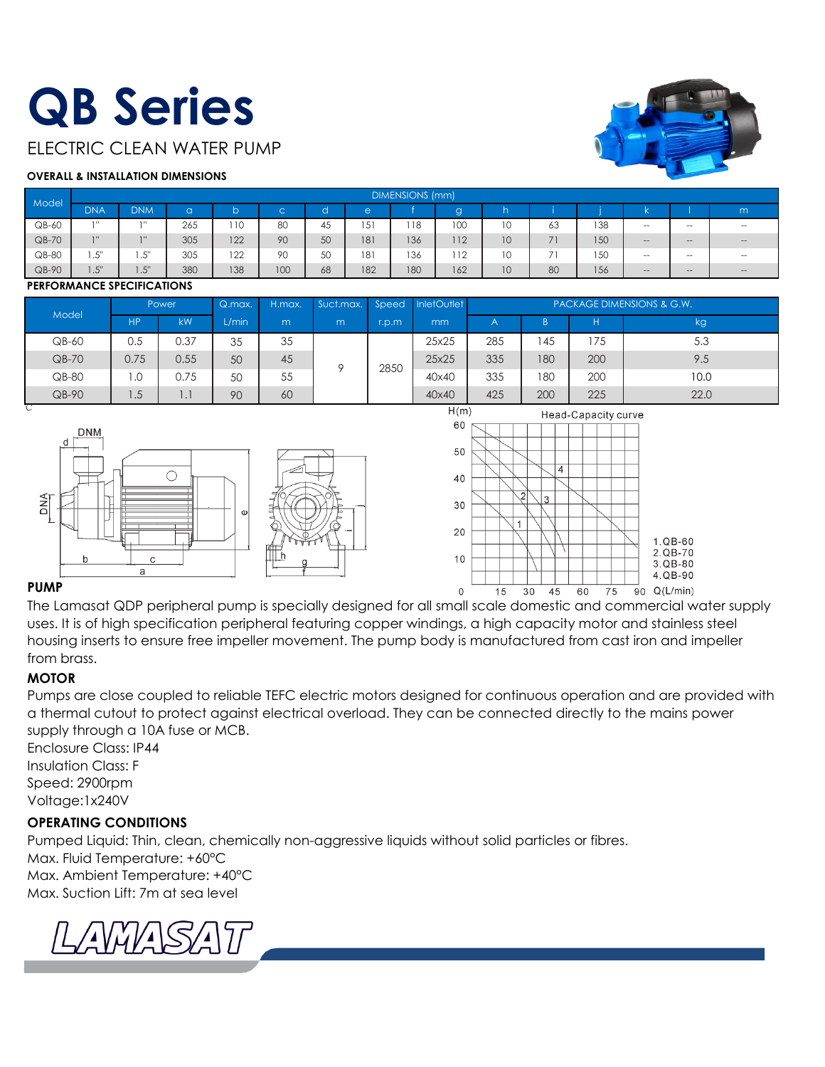# QB Series

ELECTRIC CLEAN WATER PUMP

**OVERALL & INSTALLATION DIMENSIONS**

| Model | DIMENSIONS (mm) | | | | | | | | | | | | | | |
|---|---|---|---|---|---|---|---|---|---|---|---|---|---|---|---|
| | DNA | DNM | a | b | c | d | e | f | g | h | i | j | k | l | m |
| QB-60 | 1" | 1" | 265 | 110 | 80 | 45 | 151 | 118 | 100 | 10 | 63 | 138 | -- | -- | -- |
| QB-70 | 1" | 1" | 305 | 122 | 90 | 50 | 181 | 136 | 112 | 10 | 71 | 150 | -- | -- | -- |
| QB-80 | 1.5" | 1.5" | 305 | 122 | 90 | 50 | 181 | 136 | 112 | 10 | 71 | 150 | -- | -- | -- |
| QB-90 | 1.5" | 1.5" | 380 | 138 | 100 | 68 | 182 | 180 | 162 | 10 | 80 | 156 | -- | -- | -- |

**PERFORMANCE SPECIFICATIONS**

| Model | Power | | Q.max. | H.max. | Suct.max. | Speed | InletOutlet | PACKAGE DIMENSIONS & G.W. | | | |
|---|---|---|---|---|---|---|---|---|---|---|---|
| | HP | kW | L/min | m | m | r.p.m | mm | A | B | H | kg |
| QB-60 | 0.5 | 0.37 | 35 | 35 | 9 | 2850 | 25x25 | 285 | 145 | 175 | 5.3 |
| QB-70 | 0.75 | 0.55 | 50 | 45 | | | 25x25 | 335 | 180 | 200 | 9.5 |
| QB-80 | 1.0 | 0.75 | 50 | 55 | | | 40x40 | 335 | 180 | 200 | 10.0 |
| QB-90 | 1.5 | 1.1 | 90 | 60 | | | 40x40 | 425 | 200 | 225 | 22.0 |

Head-Capacity curve

1.QB-60
2.QB-70
3.QB-80
4.QB-90

**PUMP**

The Lamasat QDP peripheral pump is specially designed for all small scale domestic and commercial water supply uses. It is of high specification peripheral featuring copper windings, a high capacity motor and stainless steel housing inserts to ensure free impeller movement. The pump body is manufactured from cast iron and impeller from brass.

**MOTOR**

Pumps are close coupled to reliable TEFC electric motors designed for continuous operation and are provided with a thermal cutout to protect against electrical overload. They can be connected directly to the mains power supply through a 10A fuse or MCB.
Enclosure Class: IP44
Insulation Class: F
Speed: 2900rpm
Voltage:1x240V

**OPERATING CONDITIONS**

Pumped Liquid: Thin, clean, chemically non-aggressive liquids without solid particles or fibres.
Max. Fluid Temperature: +60°C
Max. Ambient Temperature: +40°C
Max. Suction Lift: 7m at sea level

LAMASAT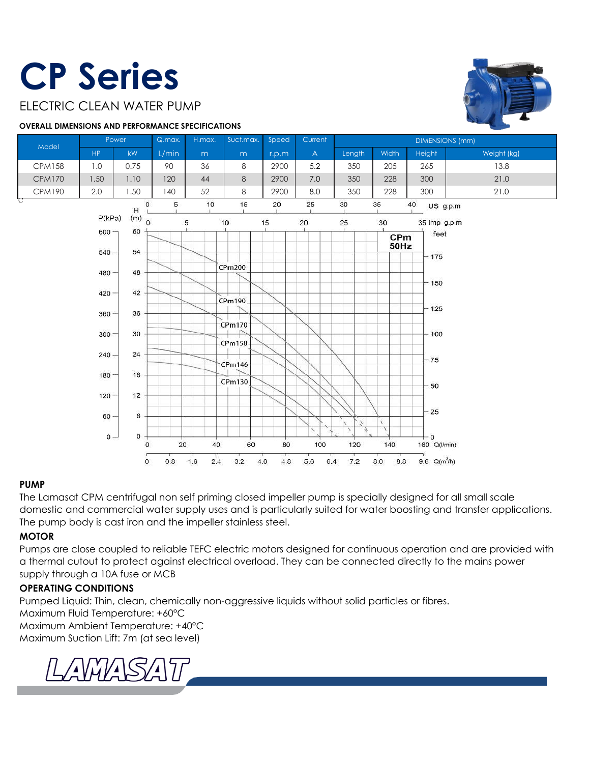# CP Series

ELECTRIC CLEAN WATER PUMP

**OVERALL DIMENSIONS AND PERFORMANCE SPECIFICATIONS**

| Model | Power | | Q.max. | H.max. | Suct.max. | Speed | Current | DIMENSIONS (mm) | | | |
|---|---|---|---|---|---|---|---|---|---|---|---|
| | HP | kW | L/min | m | m | r.p.m | A | Length | Width | Height | Weight (kg) |
| CPM158 | 1.0 | 0.75 | 90 | 36 | 8 | 2900 | 5.2 | 350 | 205 | 265 | 13.8 |
| CPM170 | 1.50 | 1.10 | 120 | 44 | 8 | 2900 | 7.0 | 350 | 228 | 300 | 21.0 |
| CPM190 | 2.0 | 1.50 | 140 | 52 | 8 | 2900 | 8.0 | 350 | 228 | 300 | 21.0 |

## PUMP

The Lamasat CPM centrifugal non self priming closed impeller pump is specially designed for all small scale domestic and commercial water supply uses and is particularly suited for water boosting and transfer applications. The pump body is cast iron and the impeller stainless steel.

## MOTOR

Pumps are close coupled to reliable TEFC electric motors designed for continuous operation and are provided with a thermal cutout to protect against electrical overload. They can be connected directly to the mains power supply through a 10A fuse or MCB

## OPERATING CONDITIONS

Pumped Liquid: Thin, clean, chemically non-aggressive liquids without solid particles or fibres.
Maximum Fluid Temperature: +60°C
Maximum Ambient Temperature: +40°C
Maximum Suction Lift: 7m (at sea level)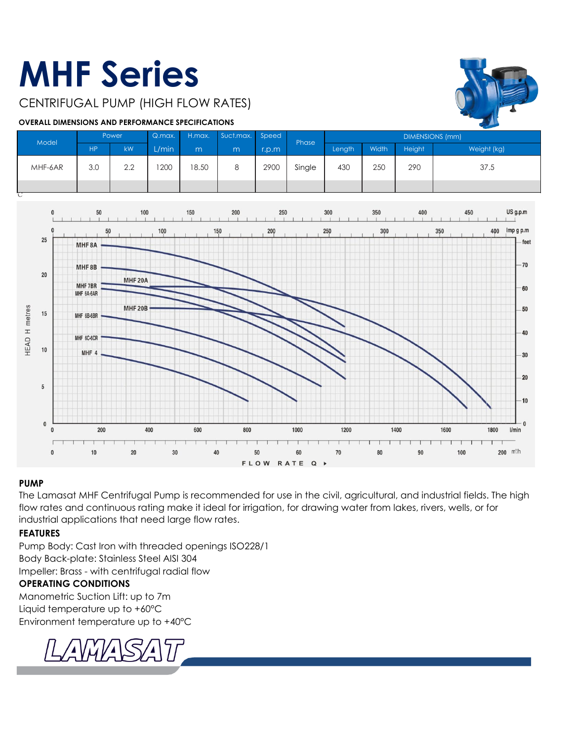# MHF Series

CENTRIFUGAL PUMP (HIGH FLOW RATES)

**OVERALL DIMENSIONS AND PERFORMANCE SPECIFICATIONS**

| Model | Power | | Q.max. | H.max. | Suct.max. | Speed | Phase | DIMENSIONS (mm) | | | |
|---|---|---|---|---|---|---|---|---|---|---|---|
| | HP | kW | L/min | m | m | r.p.m | | Length | Width | Height | Weight (kg) |
| MHF-6AR | 3.0 | 2.2 | 1200 | 18.50 | 8 | 2900 | Single | 430 | 250 | 290 | 37.5 |
| | | | | | | | | | | | |

## PUMP

The Lamasat MHF Centrifugal Pump is recommended for use in the civil, agricultural, and industrial fields. The high flow rates and continuous rating make it ideal for irrigation, for drawing water from lakes, rivers, wells, or for industrial applications that need large flow rates.

## FEATURES

Pump Body: Cast Iron with threaded openings ISO228/1

Body Back-plate: Stainless Steel AISI 304

Impeller: Brass - with centrifugal radial flow

## OPERATING CONDITIONS

Manometric Suction Lift: up to 7m

Liquid temperature up to +60°C

Environment temperature up to +40°C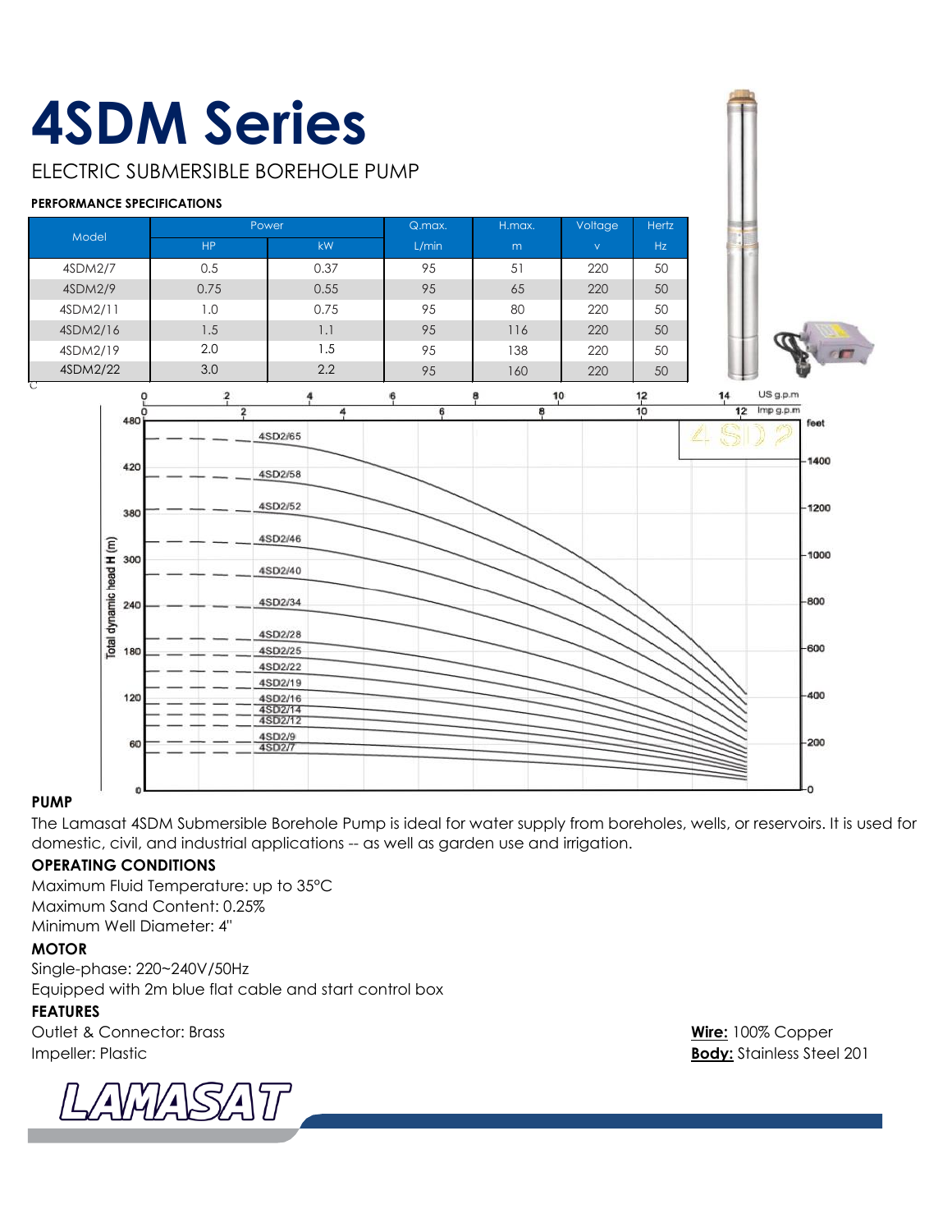# 4SDM Series

ELECTRIC SUBMERSIBLE BOREHOLE PUMP

**PERFORMANCE SPECIFICATIONS**

| Model | Power | | Q.max. | H.max. | Voltage | Hertz |
|---|---|---|---|---|---|---|
| | HP | kW | L/min | m | v | Hz |
| 4SDM2/7 | 0.5 | 0.37 | 95 | 51 | 220 | 50 |
| 4SDM2/9 | 0.75 | 0.55 | 95 | 65 | 220 | 50 |
| 4SDM2/11 | 1.0 | 0.75 | 95 | 80 | 220 | 50 |
| 4SDM2/16 | 1.5 | 1.1 | 95 | 116 | 220 | 50 |
| 4SDM2/19 | 2.0 | 1.5 | 95 | 138 | 220 | 50 |
| 4SDM2/22 | 3.0 | 2.2 | 95 | 160 | 220 | 50 |

4SD2

Total dynamic head H (m)

0 60 120 180 240 300 380 420 480

feet

0 200 400 600 800 1000 1200 1400

US g.p.m 0 2 4 6 8 10 12 14

Imp g.p.m 0 2 4 6 8 10 12

4SD2/65
4SD2/58
4SD2/52
4SD2/46
4SD2/40
4SD2/34
4SD2/28
4SD2/25
4SD2/22
4SD2/19
4SD2/16
4SD2/14
4SD2/12
4SD2/9
4SD2/7

## PUMP

The Lamasat 4SDM Submersible Borehole Pump is ideal for water supply from boreholes, wells, or reservoirs. It is used for domestic, civil, and industrial applications -- as well as garden use and irrigation.

## OPERATING CONDITIONS

Maximum Fluid Temperature: up to 35°C
Maximum Sand Content: 0.25%
Minimum Well Diameter: 4"

## MOTOR

Single-phase: 220~240V/50Hz
Equipped with 2m blue flat cable and start control box

## FEATURES

Outlet & Connector: Brass
Impeller: Plastic

**Wire:** 100% Copper
**Body:** Stainless Steel 201

LAMASAT